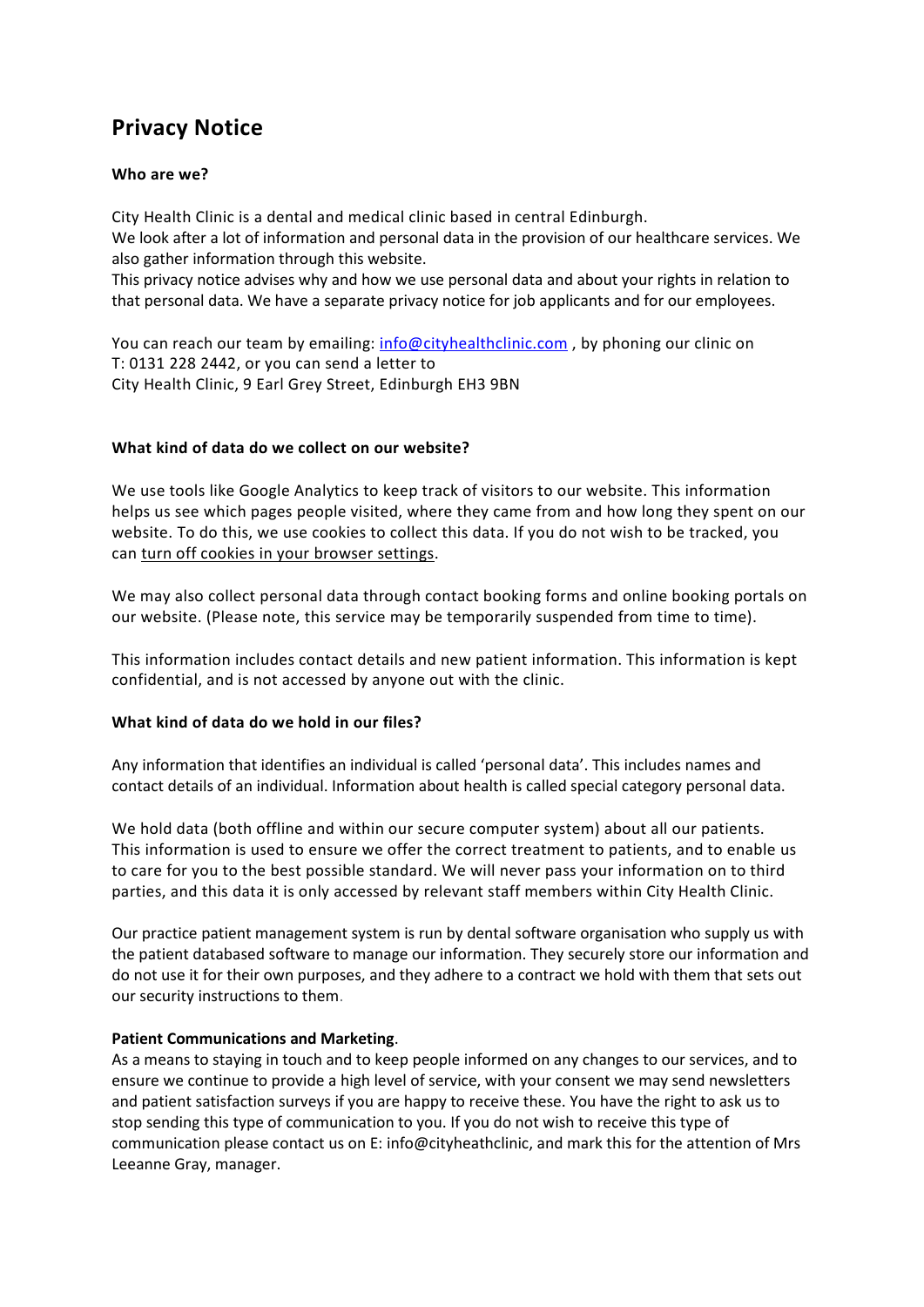# Privacy Notice

### Who are we?

City Health Clinic is a dental and medical clinic based in central Edinburgh.
We look after a lot of information and personal data in the provision of our healthcare services. We also gather information through this website.
This privacy notice advises why and how we use personal data and about your rights in relation to that personal data. We have a separate privacy notice for job applicants and for our employees.

You can reach our team by emailing: info@cityhealthclinic.com , by phoning our clinic on T: 0131 228 2442, or you can send a letter to
City Health Clinic, 9 Earl Grey Street, Edinburgh EH3 9BN

### What kind of data do we collect on our website?

We use tools like Google Analytics to keep track of visitors to our website. This information helps us see which pages people visited, where they came from and how long they spent on our website. To do this, we use cookies to collect this data. If you do not wish to be tracked, you can turn off cookies in your browser settings.

We may also collect personal data through contact booking forms and online booking portals on our website. (Please note, this service may be temporarily suspended from time to time).

This information includes contact details and new patient information. This information is kept confidential, and is not accessed by anyone out with the clinic.

### What kind of data do we hold in our files?

Any information that identifies an individual is called 'personal data'. This includes names and contact details of an individual. Information about health is called special category personal data.

We hold data (both offline and within our secure computer system) about all our patients. This information is used to ensure we offer the correct treatment to patients, and to enable us to care for you to the best possible standard. We will never pass your information on to third parties, and this data it is only accessed by relevant staff members within City Health Clinic.

Our practice patient management system is run by dental software organisation who supply us with the patient databased software to manage our information. They securely store our information and do not use it for their own purposes, and they adhere to a contract we hold with them that sets out our security instructions to them.

**Patient Communications and Marketing**.
As a means to staying in touch and to keep people informed on any changes to our services, and to ensure we continue to provide a high level of service, with your consent we may send newsletters and patient satisfaction surveys if you are happy to receive these. You have the right to ask us to stop sending this type of communication to you. If you do not wish to receive this type of communication please contact us on E: info@cityheathclinic, and mark this for the attention of Mrs Leeanne Gray, manager.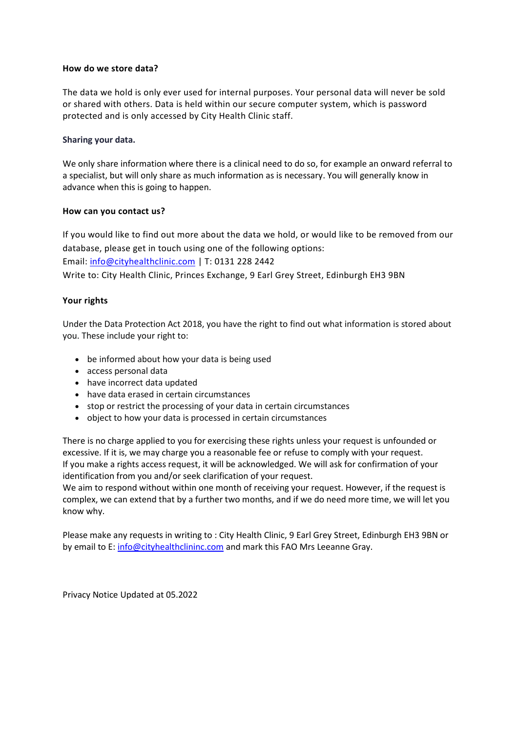**How do we store data?**

The data we hold is only ever used for internal purposes. Your personal data will never be sold or shared with others. Data is held within our secure computer system, which is password protected and is only accessed by City Health Clinic staff.

**Sharing your data.**

We only share information where there is a clinical need to do so, for example an onward referral to a specialist, but will only share as much information as is necessary. You will generally know in advance when this is going to happen.

**How can you contact us?**

If you would like to find out more about the data we hold, or would like to be removed from our database, please get in touch using one of the following options:
Email: info@cityhealthclinic.com | T: 0131 228 2442
Write to: City Health Clinic, Princes Exchange, 9 Earl Grey Street, Edinburgh EH3 9BN

**Your rights**

Under the Data Protection Act 2018, you have the right to find out what information is stored about you. These include your right to:

- be informed about how your data is being used
- access personal data
- have incorrect data updated
- have data erased in certain circumstances
- stop or restrict the processing of your data in certain circumstances
- object to how your data is processed in certain circumstances

There is no charge applied to you for exercising these rights unless your request is unfounded or excessive. If it is, we may charge you a reasonable fee or refuse to comply with your request.
If you make a rights access request, it will be acknowledged. We will ask for confirmation of your identification from you and/or seek clarification of your request.
We aim to respond without within one month of receiving your request. However, if the request is complex, we can extend that by a further two months, and if we do need more time, we will let you know why.

Please make any requests in writing to : City Health Clinic, 9 Earl Grey Street, Edinburgh EH3 9BN or by email to E: info@cityhealthclininc.com and mark this FAO Mrs Leeanne Gray.

Privacy Notice Updated at 05.2022